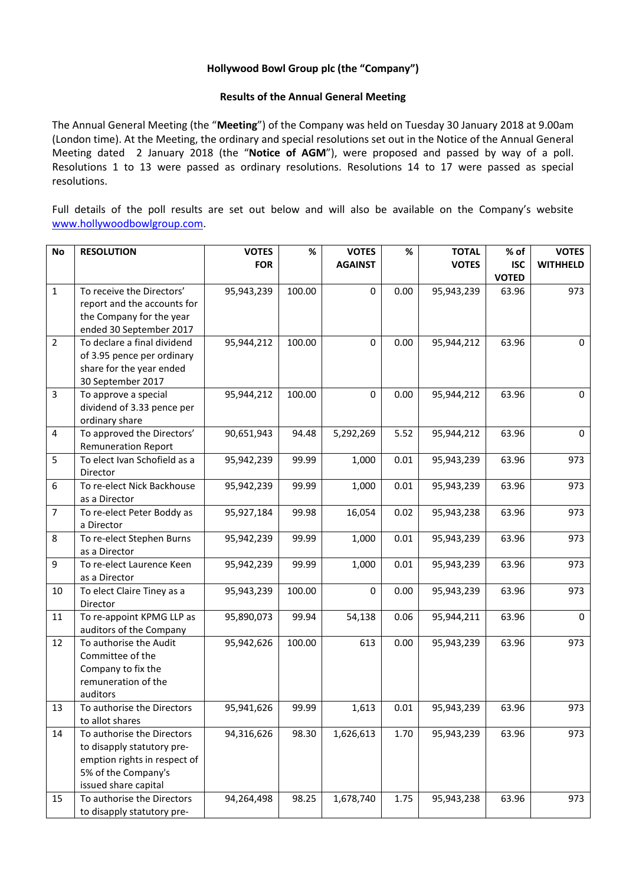**Hollywood Bowl Group plc (the "Company")**

**Results of the Annual General Meeting**

The Annual General Meeting (the "**Meeting**") of the Company was held on Tuesday 30 January 2018 at 9.00am (London time). At the Meeting, the ordinary and special resolutions set out in the Notice of the Annual General Meeting dated 2 January 2018 (the "**Notice of AGM**"), were proposed and passed by way of a poll. Resolutions 1 to 13 were passed as ordinary resolutions. Resolutions 14 to 17 were passed as special resolutions.

Full details of the poll results are set out below and will also be available on the Company's website www.hollywoodbowlgroup.com.

| No | RESOLUTION | VOTES FOR | % | VOTES AGAINST | % | TOTAL VOTES | % of ISC VOTED | VOTES WITHHELD |
|---|---|---|---|---|---|---|---|---|
| 1 | To receive the Directors' report and the accounts for the Company for the year ended 30 September 2017 | 95,943,239 | 100.00 | 0 | 0.00 | 95,943,239 | 63.96 | 973 |
| 2 | To declare a final dividend of 3.95 pence per ordinary share for the year ended 30 September 2017 | 95,944,212 | 100.00 | 0 | 0.00 | 95,944,212 | 63.96 | 0 |
| 3 | To approve a special dividend of 3.33 pence per ordinary share | 95,944,212 | 100.00 | 0 | 0.00 | 95,944,212 | 63.96 | 0 |
| 4 | To approved the Directors' Remuneration Report | 90,651,943 | 94.48 | 5,292,269 | 5.52 | 95,944,212 | 63.96 | 0 |
| 5 | To elect Ivan Schofield as a Director | 95,942,239 | 99.99 | 1,000 | 0.01 | 95,943,239 | 63.96 | 973 |
| 6 | To re-elect Nick Backhouse as a Director | 95,942,239 | 99.99 | 1,000 | 0.01 | 95,943,239 | 63.96 | 973 |
| 7 | To re-elect Peter Boddy as a Director | 95,927,184 | 99.98 | 16,054 | 0.02 | 95,943,238 | 63.96 | 973 |
| 8 | To re-elect Stephen Burns as a Director | 95,942,239 | 99.99 | 1,000 | 0.01 | 95,943,239 | 63.96 | 973 |
| 9 | To re-elect Laurence Keen as a Director | 95,942,239 | 99.99 | 1,000 | 0.01 | 95,943,239 | 63.96 | 973 |
| 10 | To elect Claire Tiney as a Director | 95,943,239 | 100.00 | 0 | 0.00 | 95,943,239 | 63.96 | 973 |
| 11 | To re-appoint KPMG LLP as auditors of the Company | 95,890,073 | 99.94 | 54,138 | 0.06 | 95,944,211 | 63.96 | 0 |
| 12 | To authorise the Audit Committee of the Company to fix the remuneration of the auditors | 95,942,626 | 100.00 | 613 | 0.00 | 95,943,239 | 63.96 | 973 |
| 13 | To authorise the Directors to allot shares | 95,941,626 | 99.99 | 1,613 | 0.01 | 95,943,239 | 63.96 | 973 |
| 14 | To authorise the Directors to disapply statutory pre-emption rights in respect of 5% of the Company's issued share capital | 94,316,626 | 98.30 | 1,626,613 | 1.70 | 95,943,239 | 63.96 | 973 |
| 15 | To authorise the Directors to disapply statutory pre- | 94,264,498 | 98.25 | 1,678,740 | 1.75 | 95,943,238 | 63.96 | 973 |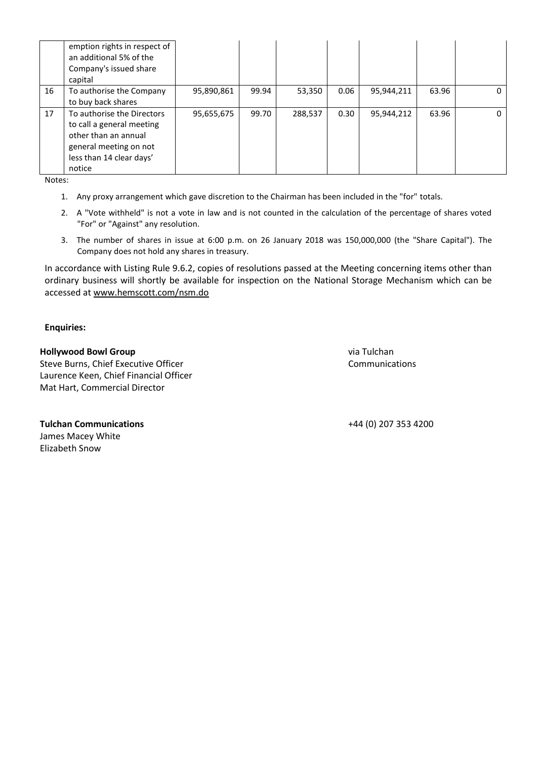| | | | | | | | | |
|---|---|---|---|---|---|---|---|---|
| | emption rights in respect of an additional 5% of the Company's issued share capital | | | | | | | |
| 16 | To authorise the Company to buy back shares | 95,890,861 | 99.94 | 53,350 | 0.06 | 95,944,211 | 63.96 | 0 |
| 17 | To authorise the Directors to call a general meeting other than an annual general meeting on not less than 14 clear days' notice | 95,655,675 | 99.70 | 288,537 | 0.30 | 95,944,212 | 63.96 | 0 |

Notes:

1. Any proxy arrangement which gave discretion to the Chairman has been included in the "for" totals.
2. A "Vote withheld" is not a vote in law and is not counted in the calculation of the percentage of shares voted "For" or "Against" any resolution.
3. The number of shares in issue at 6:00 p.m. on 26 January 2018 was 150,000,000 (the "Share Capital"). The Company does not hold any shares in treasury.

In accordance with Listing Rule 9.6.2, copies of resolutions passed at the Meeting concerning items other than ordinary business will shortly be available for inspection on the National Storage Mechanism which can be accessed at www.hemscott.com/nsm.do

**Enquiries:**

**Hollywood Bowl Group** — via Tulchan Communications

Steve Burns, Chief Executive Officer
Laurence Keen, Chief Financial Officer
Mat Hart, Commercial Director

**Tulchan Communications** — +44 (0) 207 353 4200

James Macey White
Elizabeth Snow